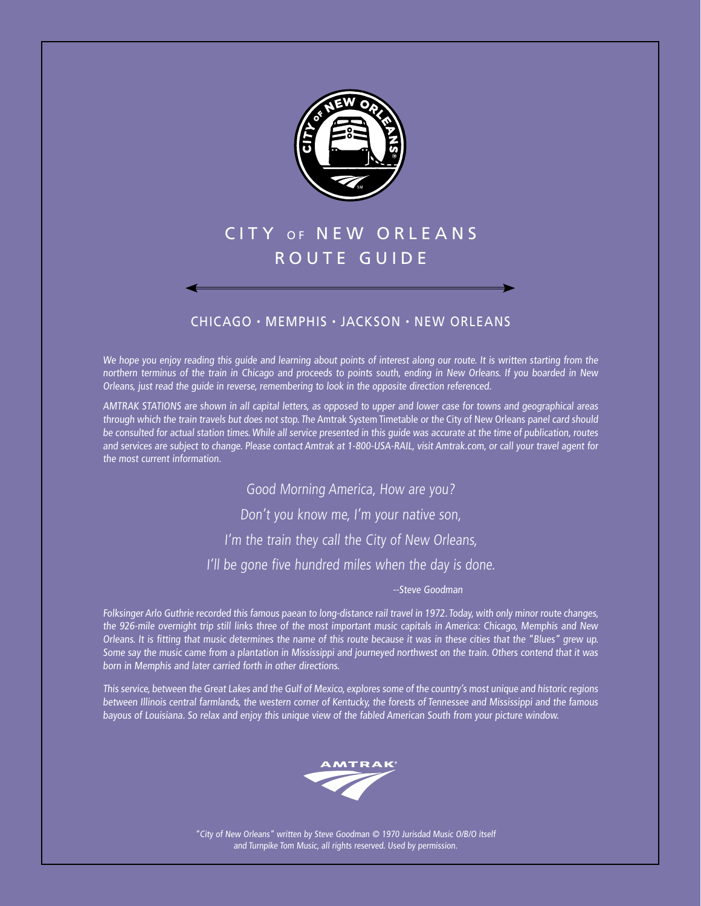# CITY OF NEW ORLEANS ROUTE GUIDE

## CHICAGO • MEMPHIS • JACKSON • NEW ORLEANS

*We hope you enjoy reading this guide and learning about points of interest along our route. It is written starting from the northern terminus of the train in Chicago and proceeds to points south, ending in New Orleans. If you boarded in New Orleans, just read the guide in reverse, remembering to look in the opposite direction referenced.*

*AMTRAK STATIONS are shown in all capital letters, as opposed to upper and lower case for towns and geographical areas through which the train travels but does not stop. The Amtrak System Timetable or the City of New Orleans panel card should be consulted for actual station times. While all service presented in this guide was accurate at the time of publication, routes and services are subject to change. Please contact Amtrak at 1-800-USA-RAIL, visit Amtrak.com, or call your travel agent for the most current information.*

*Good Morning America, How are you?*
*Don't you know me, I'm your native son,*
*I'm the train they call the City of New Orleans,*
*I'll be gone five hundred miles when the day is done.*

*--Steve Goodman*

*Folksinger Arlo Guthrie recorded this famous paean to long-distance rail travel in 1972. Today, with only minor route changes, the 926-mile overnight trip still links three of the most important music capitals in America: Chicago, Memphis and New Orleans. It is fitting that music determines the name of this route because it was in these cities that the "Blues" grew up. Some say the music came from a plantation in Mississippi and journeyed northwest on the train. Others contend that it was born in Memphis and later carried forth in other directions.*

*This service, between the Great Lakes and the Gulf of Mexico, explores some of the country's most unique and historic regions between Illinois central farmlands, the western corner of Kentucky, the forests of Tennessee and Mississippi and the famous bayous of Louisiana. So relax and enjoy this unique view of the fabled American South from your picture window.*

AMTRAK

*"City of New Orleans" written by Steve Goodman © 1970 Jurisdad Music O/B/O itself and Turnpike Tom Music, all rights reserved. Used by permission.*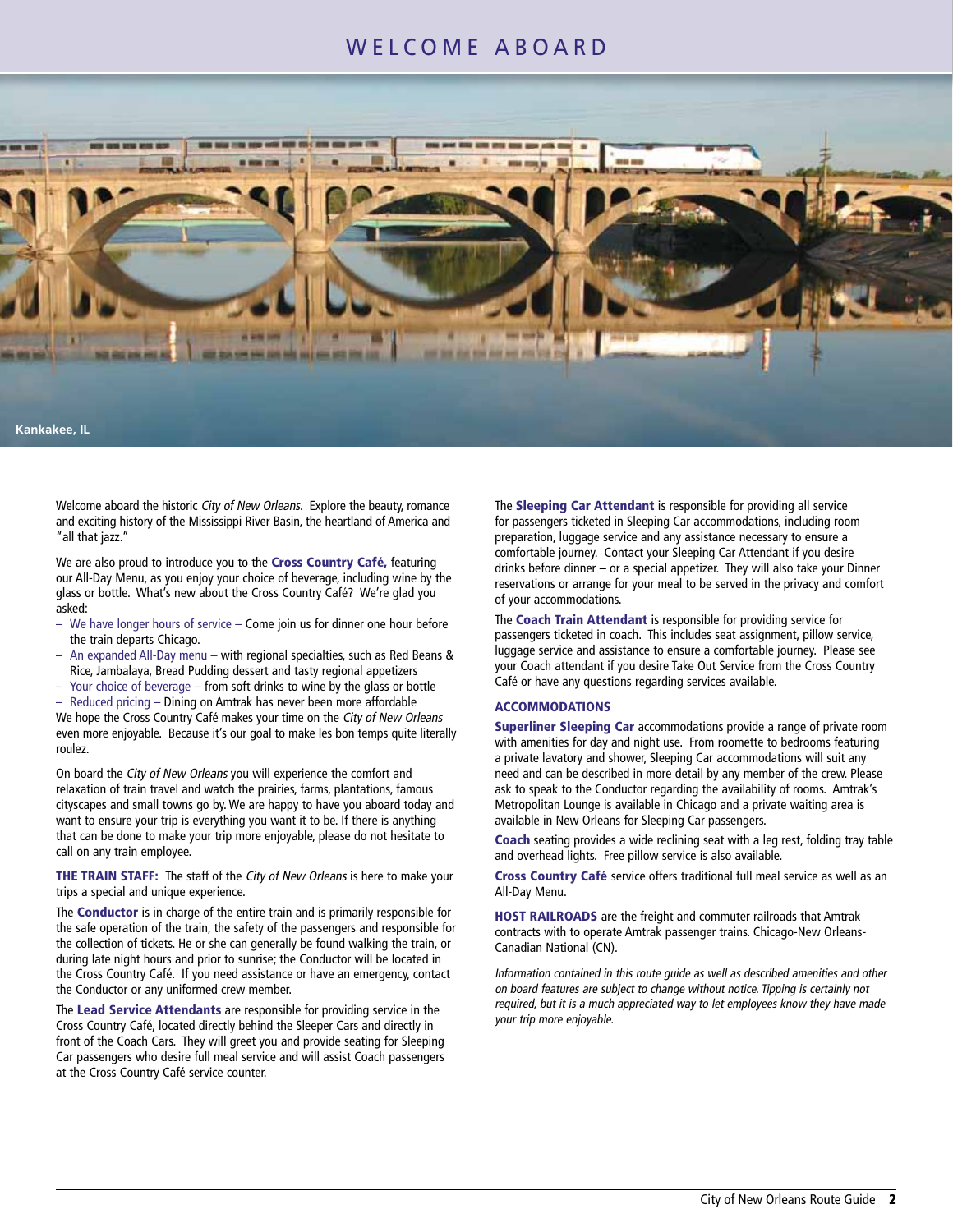# WELCOME ABOARD

Kankakee, IL

Welcome aboard the historic *City of New Orleans.* Explore the beauty, romance and exciting history of the Mississippi River Basin, the heartland of America and "all that jazz."

We are also proud to introduce you to the **Cross Country Café,** featuring our All-Day Menu, as you enjoy your choice of beverage, including wine by the glass or bottle. What's new about the Cross Country Café? We're glad you asked:

- We have longer hours of service – Come join us for dinner one hour before the train departs Chicago.
- An expanded All-Day menu – with regional specialties, such as Red Beans & Rice, Jambalaya, Bread Pudding dessert and tasty regional appetizers
- Your choice of beverage – from soft drinks to wine by the glass or bottle
- Reduced pricing – Dining on Amtrak has never been more affordable

We hope the Cross Country Café makes your time on the *City of New Orleans* even more enjoyable. Because it's our goal to make les bon temps quite literally roulez.

On board the *City of New Orleans* you will experience the comfort and relaxation of train travel and watch the prairies, farms, plantations, famous cityscapes and small towns go by. We are happy to have you aboard today and want to ensure your trip is everything you want it to be. If there is anything that can be done to make your trip more enjoyable, please do not hesitate to call on any train employee.

**THE TRAIN STAFF:** The staff of the *City of New Orleans* is here to make your trips a special and unique experience.

The **Conductor** is in charge of the entire train and is primarily responsible for the safe operation of the train, the safety of the passengers and responsible for the collection of tickets. He or she can generally be found walking the train, or during late night hours and prior to sunrise; the Conductor will be located in the Cross Country Café. If you need assistance or have an emergency, contact the Conductor or any uniformed crew member.

The **Lead Service Attendants** are responsible for providing service in the Cross Country Café, located directly behind the Sleeper Cars and directly in front of the Coach Cars. They will greet you and provide seating for Sleeping Car passengers who desire full meal service and will assist Coach passengers at the Cross Country Café service counter.

The **Sleeping Car Attendant** is responsible for providing all service for passengers ticketed in Sleeping Car accommodations, including room preparation, luggage service and any assistance necessary to ensure a comfortable journey. Contact your Sleeping Car Attendant if you desire drinks before dinner – or a special appetizer. They will also take your Dinner reservations or arrange for your meal to be served in the privacy and comfort of your accommodations.

The **Coach Train Attendant** is responsible for providing service for passengers ticketed in coach. This includes seat assignment, pillow service, luggage service and assistance to ensure a comfortable journey. Please see your Coach attendant if you desire Take Out Service from the Cross Country Café or have any questions regarding services available.

## ACCOMMODATIONS

**Superliner Sleeping Car** accommodations provide a range of private room with amenities for day and night use. From roomette to bedrooms featuring a private lavatory and shower, Sleeping Car accommodations will suit any need and can be described in more detail by any member of the crew. Please ask to speak to the Conductor regarding the availability of rooms. Amtrak's Metropolitan Lounge is available in Chicago and a private waiting area is available in New Orleans for Sleeping Car passengers.

**Coach** seating provides a wide reclining seat with a leg rest, folding tray table and overhead lights. Free pillow service is also available.

**Cross Country Café** service offers traditional full meal service as well as an All-Day Menu.

**HOST RAILROADS** are the freight and commuter railroads that Amtrak contracts with to operate Amtrak passenger trains. Chicago-New Orleans-Canadian National (CN).

*Information contained in this route guide as well as described amenities and other on board features are subject to change without notice. Tipping is certainly not required, but it is a much appreciated way to let employees know they have made your trip more enjoyable.*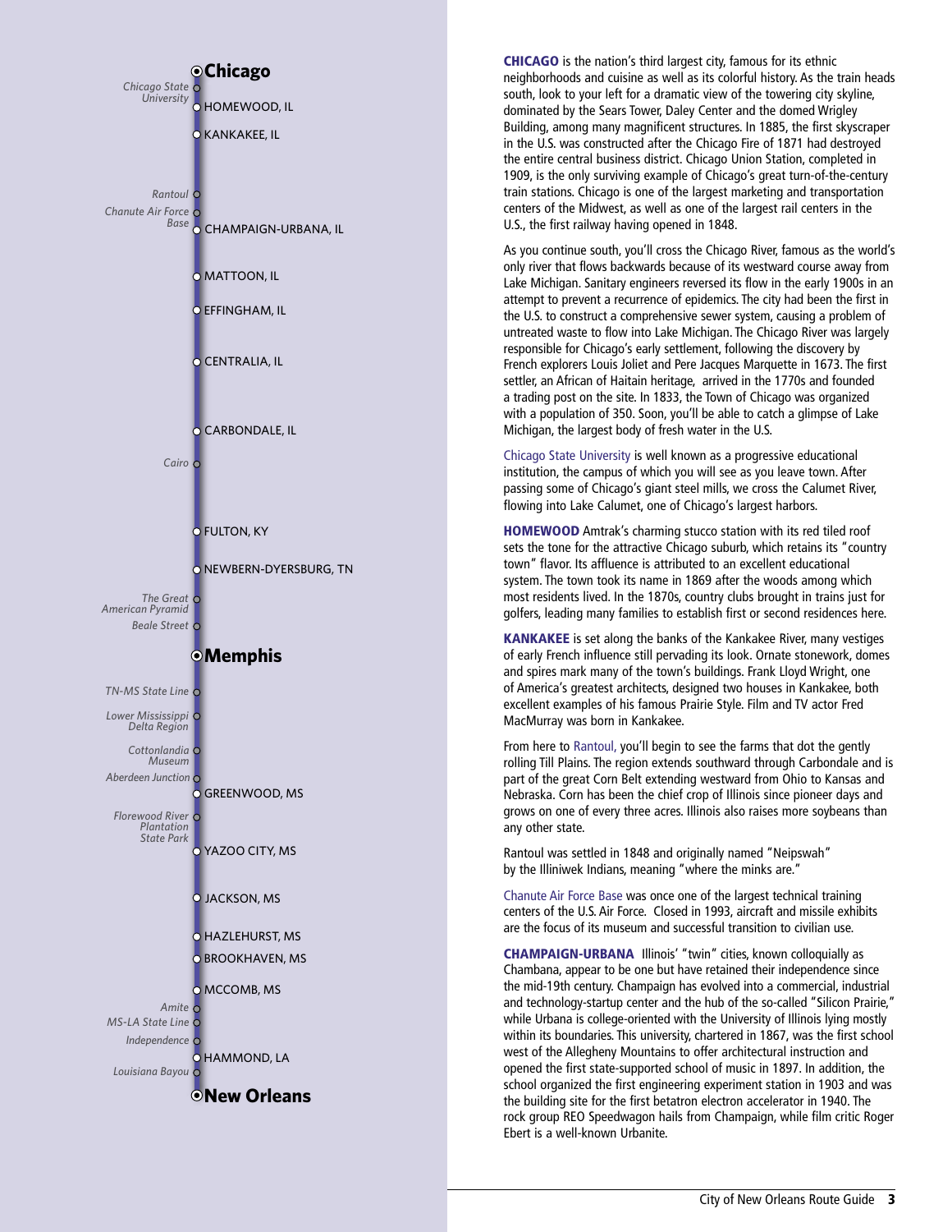**Chicago**

*Chicago State University*

HOMEWOOD, IL

KANKAKEE, IL

*Rantoul*

*Chanute Air Force Base*

CHAMPAIGN-URBANA, IL

MATTOON, IL

EFFINGHAM, IL

CENTRALIA, IL

CARBONDALE, IL

*Cairo*

FULTON, KY

NEWBERN-DYERSBURG, TN

*The Great American Pyramid*

*Beale Street*

**Memphis**

*TN-MS State Line*

*Lower Mississippi Delta Region*

*Cottonlandia Museum*

*Aberdeen Junction*

GREENWOOD, MS

*Florewood River Plantation State Park*

YAZOO CITY, MS

JACKSON, MS

HAZLEHURST, MS

BROOKHAVEN, MS

MCCOMB, MS

*Amite*

*MS-LA State Line*

*Independence*

HAMMOND, LA

*Louisiana Bayou*

**New Orleans**

**CHICAGO** is the nation's third largest city, famous for its ethnic neighborhoods and cuisine as well as its colorful history. As the train heads south, look to your left for a dramatic view of the towering city skyline, dominated by the Sears Tower, Daley Center and the domed Wrigley Building, among many magnificent structures. In 1885, the first skyscraper in the U.S. was constructed after the Chicago Fire of 1871 had destroyed the entire central business district. Chicago Union Station, completed in 1909, is the only surviving example of Chicago's great turn-of-the-century train stations. Chicago is one of the largest marketing and transportation centers of the Midwest, as well as one of the largest rail centers in the U.S., the first railway having opened in 1848.

As you continue south, you'll cross the Chicago River, famous as the world's only river that flows backwards because of its westward course away from Lake Michigan. Sanitary engineers reversed its flow in the early 1900s in an attempt to prevent a recurrence of epidemics. The city had been the first in the U.S. to construct a comprehensive sewer system, causing a problem of untreated waste to flow into Lake Michigan. The Chicago River was largely responsible for Chicago's early settlement, following the discovery by French explorers Louis Joliet and Pere Jacques Marquette in 1673. The first settler, an African of Haitain heritage, arrived in the 1770s and founded a trading post on the site. In 1833, the Town of Chicago was organized with a population of 350. Soon, you'll be able to catch a glimpse of Lake Michigan, the largest body of fresh water in the U.S.

Chicago State University is well known as a progressive educational institution, the campus of which you will see as you leave town. After passing some of Chicago's giant steel mills, we cross the Calumet River, flowing into Lake Calumet, one of Chicago's largest harbors.

**HOMEWOOD** Amtrak's charming stucco station with its red tiled roof sets the tone for the attractive Chicago suburb, which retains its "country town" flavor. Its affluence is attributed to an excellent educational system. The town took its name in 1869 after the woods among which most residents lived. In the 1870s, country clubs brought in trains just for golfers, leading many families to establish first or second residences here.

**KANKAKEE** is set along the banks of the Kankakee River, many vestiges of early French influence still pervading its look. Ornate stonework, domes and spires mark many of the town's buildings. Frank Lloyd Wright, one of America's greatest architects, designed two houses in Kankakee, both excellent examples of his famous Prairie Style. Film and TV actor Fred MacMurray was born in Kankakee.

From here to Rantoul, you'll begin to see the farms that dot the gently rolling Till Plains. The region extends southward through Carbondale and is part of the great Corn Belt extending westward from Ohio to Kansas and Nebraska. Corn has been the chief crop of Illinois since pioneer days and grows on one of every three acres. Illinois also raises more soybeans than any other state.

Rantoul was settled in 1848 and originally named "Neipswah" by the Illiniwek Indians, meaning "where the minks are."

Chanute Air Force Base was once one of the largest technical training centers of the U.S. Air Force. Closed in 1993, aircraft and missile exhibits are the focus of its museum and successful transition to civilian use.

**CHAMPAIGN-URBANA** Illinois' "twin" cities, known colloquially as Chambana, appear to be one but have retained their independence since the mid-19th century. Champaign has evolved into a commercial, industrial and technology-startup center and the hub of the so-called "Silicon Prairie," while Urbana is college-oriented with the University of Illinois lying mostly within its boundaries. This university, chartered in 1867, was the first school west of the Allegheny Mountains to offer architectural instruction and opened the first state-supported school of music in 1897. In addition, the school organized the first engineering experiment station in 1903 and was the building site for the first betatron electron accelerator in 1940. The rock group REO Speedwagon hails from Champaign, while film critic Roger Ebert is a well-known Urbanite.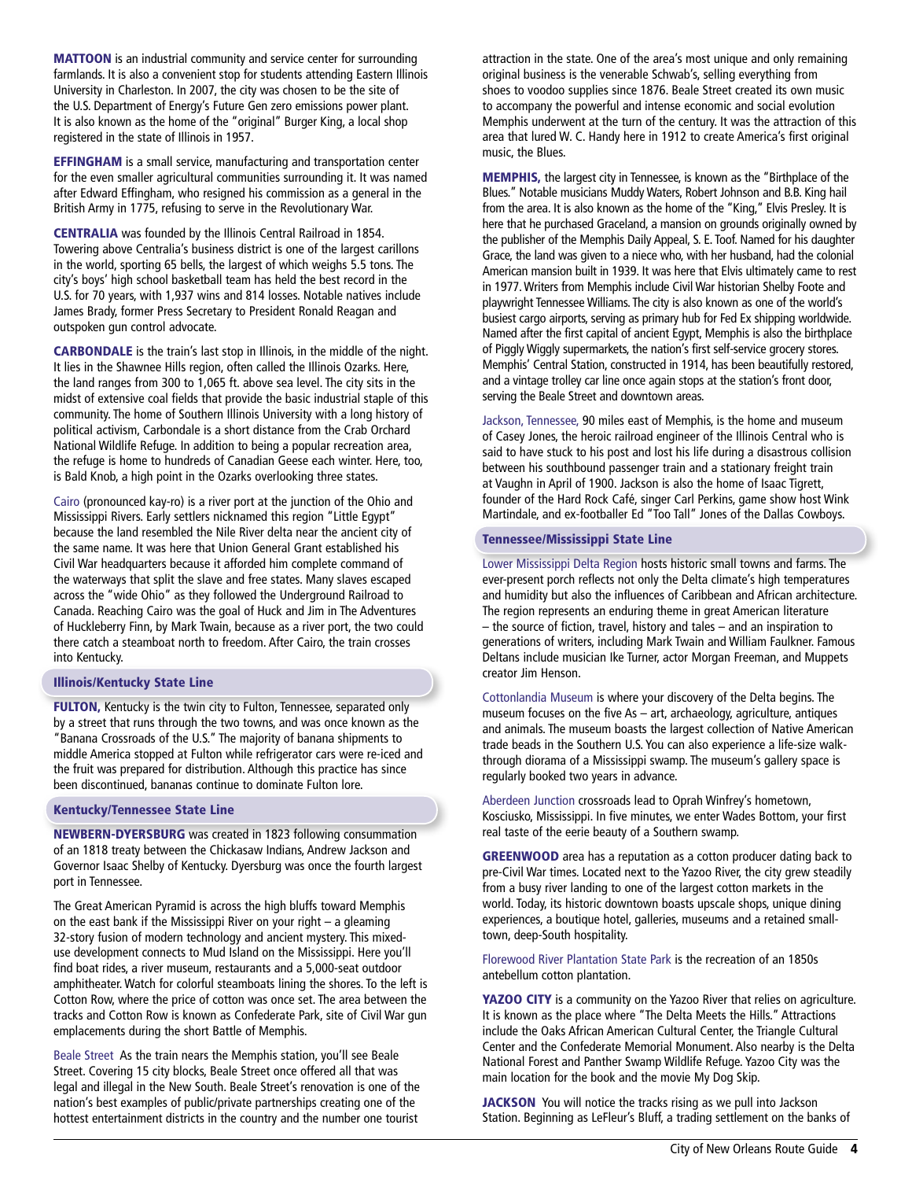**MATTOON** is an industrial community and service center for surrounding farmlands. It is also a convenient stop for students attending Eastern Illinois University in Charleston. In 2007, the city was chosen to be the site of the U.S. Department of Energy's Future Gen zero emissions power plant. It is also known as the home of the "original" Burger King, a local shop registered in the state of Illinois in 1957.

**EFFINGHAM** is a small service, manufacturing and transportation center for the even smaller agricultural communities surrounding it. It was named after Edward Effingham, who resigned his commission as a general in the British Army in 1775, refusing to serve in the Revolutionary War.

**CENTRALIA** was founded by the Illinois Central Railroad in 1854. Towering above Centralia's business district is one of the largest carillons in the world, sporting 65 bells, the largest of which weighs 5.5 tons. The city's boys' high school basketball team has held the best record in the U.S. for 70 years, with 1,937 wins and 814 losses. Notable natives include James Brady, former Press Secretary to President Ronald Reagan and outspoken gun control advocate.

**CARBONDALE** is the train's last stop in Illinois, in the middle of the night. It lies in the Shawnee Hills region, often called the Illinois Ozarks. Here, the land ranges from 300 to 1,065 ft. above sea level. The city sits in the midst of extensive coal fields that provide the basic industrial staple of this community. The home of Southern Illinois University with a long history of political activism, Carbondale is a short distance from the Crab Orchard National Wildlife Refuge. In addition to being a popular recreation area, the refuge is home to hundreds of Canadian Geese each winter. Here, too, is Bald Knob, a high point in the Ozarks overlooking three states.

Cairo (pronounced kay-ro) is a river port at the junction of the Ohio and Mississippi Rivers. Early settlers nicknamed this region "Little Egypt" because the land resembled the Nile River delta near the ancient city of the same name. It was here that Union General Grant established his Civil War headquarters because it afforded him complete command of the waterways that split the slave and free states. Many slaves escaped across the "wide Ohio" as they followed the Underground Railroad to Canada. Reaching Cairo was the goal of Huck and Jim in The Adventures of Huckleberry Finn, by Mark Twain, because as a river port, the two could there catch a steamboat north to freedom. After Cairo, the train crosses into Kentucky.

## Illinois/Kentucky State Line

**FULTON,** Kentucky is the twin city to Fulton, Tennessee, separated only by a street that runs through the two towns, and was once known as the "Banana Crossroads of the U.S." The majority of banana shipments to middle America stopped at Fulton while refrigerator cars were re-iced and the fruit was prepared for distribution. Although this practice has since been discontinued, bananas continue to dominate Fulton lore.

## Kentucky/Tennessee State Line

**NEWBERN-DYERSBURG** was created in 1823 following consummation of an 1818 treaty between the Chickasaw Indians, Andrew Jackson and Governor Isaac Shelby of Kentucky. Dyersburg was once the fourth largest port in Tennessee.

The Great American Pyramid is across the high bluffs toward Memphis on the east bank if the Mississippi River on your right – a gleaming 32-story fusion of modern technology and ancient mystery. This mixed-use development connects to Mud Island on the Mississippi. Here you'll find boat rides, a river museum, restaurants and a 5,000-seat outdoor amphitheater. Watch for colorful steamboats lining the shores. To the left is Cotton Row, where the price of cotton was once set. The area between the tracks and Cotton Row is known as Confederate Park, site of Civil War gun emplacements during the short Battle of Memphis.

Beale Street As the train nears the Memphis station, you'll see Beale Street. Covering 15 city blocks, Beale Street once offered all that was legal and illegal in the New South. Beale Street's renovation is one of the nation's best examples of public/private partnerships creating one of the hottest entertainment districts in the country and the number one tourist attraction in the state. One of the area's most unique and only remaining original business is the venerable Schwab's, selling everything from shoes to voodoo supplies since 1876. Beale Street created its own music to accompany the powerful and intense economic and social evolution Memphis underwent at the turn of the century. It was the attraction of this area that lured W. C. Handy here in 1912 to create America's first original music, the Blues.

**MEMPHIS,** the largest city in Tennessee, is known as the "Birthplace of the Blues." Notable musicians Muddy Waters, Robert Johnson and B.B. King hail from the area. It is also known as the home of the "King," Elvis Presley. It is here that he purchased Graceland, a mansion on grounds originally owned by the publisher of the Memphis Daily Appeal, S. E. Toof. Named for his daughter Grace, the land was given to a niece who, with her husband, had the colonial American mansion built in 1939. It was here that Elvis ultimately came to rest in 1977. Writers from Memphis include Civil War historian Shelby Foote and playwright Tennessee Williams. The city is also known as one of the world's busiest cargo airports, serving as primary hub for Fed Ex shipping worldwide. Named after the first capital of ancient Egypt, Memphis is also the birthplace of Piggly Wiggly supermarkets, the nation's first self-service grocery stores. Memphis' Central Station, constructed in 1914, has been beautifully restored, and a vintage trolley car line once again stops at the station's front door, serving the Beale Street and downtown areas.

Jackson, Tennessee, 90 miles east of Memphis, is the home and museum of Casey Jones, the heroic railroad engineer of the Illinois Central who is said to have stuck to his post and lost his life during a disastrous collision between his southbound passenger train and a stationary freight train at Vaughn in April of 1900. Jackson is also the home of Isaac Tigrett, founder of the Hard Rock Café, singer Carl Perkins, game show host Wink Martindale, and ex-footballer Ed "Too Tall" Jones of the Dallas Cowboys.

## Tennessee/Mississippi State Line

Lower Mississippi Delta Region hosts historic small towns and farms. The ever-present porch reflects not only the Delta climate's high temperatures and humidity but also the influences of Caribbean and African architecture. The region represents an enduring theme in great American literature – the source of fiction, travel, history and tales – and an inspiration to generations of writers, including Mark Twain and William Faulkner. Famous Deltans include musician Ike Turner, actor Morgan Freeman, and Muppets creator Jim Henson.

Cottonlandia Museum is where your discovery of the Delta begins. The museum focuses on the five As – art, archaeology, agriculture, antiques and animals. The museum boasts the largest collection of Native American trade beads in the Southern U.S. You can also experience a life-size walk-through diorama of a Mississippi swamp. The museum's gallery space is regularly booked two years in advance.

Aberdeen Junction crossroads lead to Oprah Winfrey's hometown, Kosciusko, Mississippi. In five minutes, we enter Wades Bottom, your first real taste of the eerie beauty of a Southern swamp.

**GREENWOOD** area has a reputation as a cotton producer dating back to pre-Civil War times. Located next to the Yazoo River, the city grew steadily from a busy river landing to one of the largest cotton markets in the world. Today, its historic downtown boasts upscale shops, unique dining experiences, a boutique hotel, galleries, museums and a retained small-town, deep-South hospitality.

Florewood River Plantation State Park is the recreation of an 1850s antebellum cotton plantation.

**YAZOO CITY** is a community on the Yazoo River that relies on agriculture. It is known as the place where "The Delta Meets the Hills." Attractions include the Oaks African American Cultural Center, the Triangle Cultural Center and the Confederate Memorial Monument. Also nearby is the Delta National Forest and Panther Swamp Wildlife Refuge. Yazoo City was the main location for the book and the movie My Dog Skip.

**JACKSON** You will notice the tracks rising as we pull into Jackson Station. Beginning as LeFleur's Bluff, a trading settlement on the banks of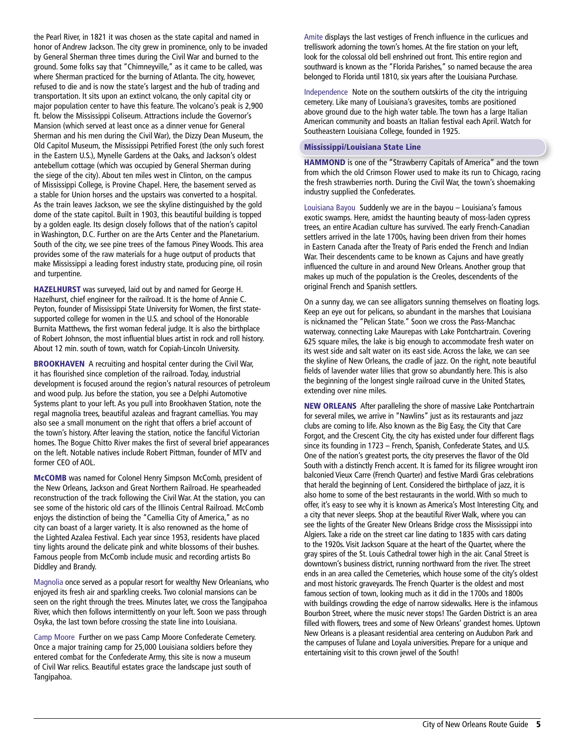the Pearl River, in 1821 it was chosen as the state capital and named in honor of Andrew Jackson. The city grew in prominence, only to be invaded by General Sherman three times during the Civil War and burned to the ground. Some folks say that "Chimneyville," as it came to be called, was where Sherman practiced for the burning of Atlanta. The city, however, refused to die and is now the state's largest and the hub of trading and transportation. It sits upon an extinct volcano, the only capital city or major population center to have this feature. The volcano's peak is 2,900 ft. below the Mississippi Coliseum. Attractions include the Governor's Mansion (which served at least once as a dinner venue for General Sherman and his men during the Civil War), the Dizzy Dean Museum, the Old Capitol Museum, the Mississippi Petrified Forest (the only such forest in the Eastern U.S.), Mynelle Gardens at the Oaks, and Jackson's oldest antebellum cottage (which was occupied by General Sherman during the siege of the city). About ten miles west in Clinton, on the campus of Mississippi College, is Provine Chapel. Here, the basement served as a stable for Union horses and the upstairs was converted to a hospital. As the train leaves Jackson, we see the skyline distinguished by the gold dome of the state capitol. Built in 1903, this beautiful building is topped by a golden eagle. Its design closely follows that of the nation's capitol in Washington, D.C. Further on are the Arts Center and the Planetarium. South of the city, we see pine trees of the famous Piney Woods. This area provides some of the raw materials for a huge output of products that make Mississippi a leading forest industry state, producing pine, oil rosin and turpentine.

**HAZELHURST** was surveyed, laid out by and named for George H. Hazelhurst, chief engineer for the railroad. It is the home of Annie C. Peyton, founder of Mississippi State University for Women, the first state-supported college for women in the U.S. and school of the Honorable Burnita Matthews, the first woman federal judge. It is also the birthplace of Robert Johnson, the most influential blues artist in rock and roll history. About 12 min. south of town, watch for Copiah-Lincoln University.

**BROOKHAVEN** A recruiting and hospital center during the Civil War, it has flourished since completion of the railroad. Today, industrial development is focused around the region's natural resources of petroleum and wood pulp. Jus before the station, you see a Delphi Automotive Systems plant to your left. As you pull into Brookhaven Station, note the regal magnolia trees, beautiful azaleas and fragrant camellias. You may also see a small monument on the right that offers a brief account of the town's history. After leaving the station, notice the fanciful Victorian homes. The Bogue Chitto River makes the first of several brief appearances on the left. Notable natives include Robert Pittman, founder of MTV and former CEO of AOL.

**McCOMB** was named for Colonel Henry Simpson McComb, president of the New Orleans, Jackson and Great Northern Railroad. He spearheaded reconstruction of the track following the Civil War. At the station, you can see some of the historic old cars of the Illinois Central Railroad. McComb enjoys the distinction of being the "Camellia City of America," as no city can boast of a larger variety. It is also renowned as the home of the Lighted Azalea Festival. Each year since 1953, residents have placed tiny lights around the delicate pink and white blossoms of their bushes. Famous people from McComb include music and recording artists Bo Diddley and Brandy.

Magnolia once served as a popular resort for wealthy New Orleanians, who enjoyed its fresh air and sparkling creeks. Two colonial mansions can be seen on the right through the trees. Minutes later, we cross the Tangipahoa River, which then follows intermittently on your left. Soon we pass through Osyka, the last town before crossing the state line into Louisiana.

Camp Moore Further on we pass Camp Moore Confederate Cemetery. Once a major training camp for 25,000 Louisiana soldiers before they entered combat for the Confederate Army, this site is now a museum of Civil War relics. Beautiful estates grace the landscape just south of Tangipahoa.

Amite displays the last vestiges of French influence in the curlicues and trelliswork adorning the town's homes. At the fire station on your left, look for the colossal old bell enshrined out front. This entire region and southward is known as the "Florida Parishes," so named because the area belonged to Florida until 1810, six years after the Louisiana Purchase.

Independence Note on the southern outskirts of the city the intriguing cemetery. Like many of Louisiana's gravesites, tombs are positioned above ground due to the high water table. The town has a large Italian American community and boasts an Italian festival each April. Watch for Southeastern Louisiana College, founded in 1925.

## Mississippi/Louisiana State Line

**HAMMOND** is one of the "Strawberry Capitals of America" and the town from which the old Crimson Flower used to make its run to Chicago, racing the fresh strawberries north. During the Civil War, the town's shoemaking industry supplied the Confederates.

Louisiana Bayou Suddenly we are in the bayou – Louisiana's famous exotic swamps. Here, amidst the haunting beauty of moss-laden cypress trees, an entire Acadian culture has survived. The early French-Canadian settlers arrived in the late 1700s, having been driven from their homes in Eastern Canada after the Treaty of Paris ended the French and Indian War. Their descendents came to be known as Cajuns and have greatly influenced the culture in and around New Orleans. Another group that makes up much of the population is the Creoles, descendents of the original French and Spanish settlers.

On a sunny day, we can see alligators sunning themselves on floating logs. Keep an eye out for pelicans, so abundant in the marshes that Louisiana is nicknamed the "Pelican State." Soon we cross the Pass-Manchac waterway, connecting Lake Maurepas with Lake Pontchartrain. Covering 625 square miles, the lake is big enough to accommodate fresh water on its west side and salt water on its east side. Across the lake, we can see the skyline of New Orleans, the cradle of jazz. On the right, note beautiful fields of lavender water lilies that grow so abundantly here. This is also the beginning of the longest single railroad curve in the United States, extending over nine miles.

**NEW ORLEANS** After paralleling the shore of massive Lake Pontchartrain for several miles, we arrive in "Nawlins" just as its restaurants and jazz clubs are coming to life. Also known as the Big Easy, the City that Care Forgot, and the Crescent City, the city has existed under four different flags since its founding in 1723 – French, Spanish, Confederate States, and U.S. One of the nation's greatest ports, the city preserves the flavor of the Old South with a distinctly French accent. It is famed for its filigree wrought iron balconied Vieux Carre (French Quarter) and festive Mardi Gras celebrations that herald the beginning of Lent. Considered the birthplace of jazz, it is also home to some of the best restaurants in the world. With so much to offer, it's easy to see why it is known as America's Most Interesting City, and a city that never sleeps. Shop at the beautiful River Walk, where you can see the lights of the Greater New Orleans Bridge cross the Mississippi into Algiers. Take a ride on the street car line dating to 1835 with cars dating to the 1920s. Visit Jackson Square at the heart of the Quarter, where the gray spires of the St. Louis Cathedral tower high in the air. Canal Street is downtown's business district, running northward from the river. The street ends in an area called the Cemeteries, which house some of the city's oldest and most historic graveyards. The French Quarter is the oldest and most famous section of town, looking much as it did in the 1700s and 1800s with buildings crowding the edge of narrow sidewalks. Here is the infamous Bourbon Street, where the music never stops! The Garden District is an area filled with flowers, trees and some of New Orleans' grandest homes. Uptown New Orleans is a pleasant residential area centering on Audubon Park and the campuses of Tulane and Loyala universities. Prepare for a unique and entertaining visit to this crown jewel of the South!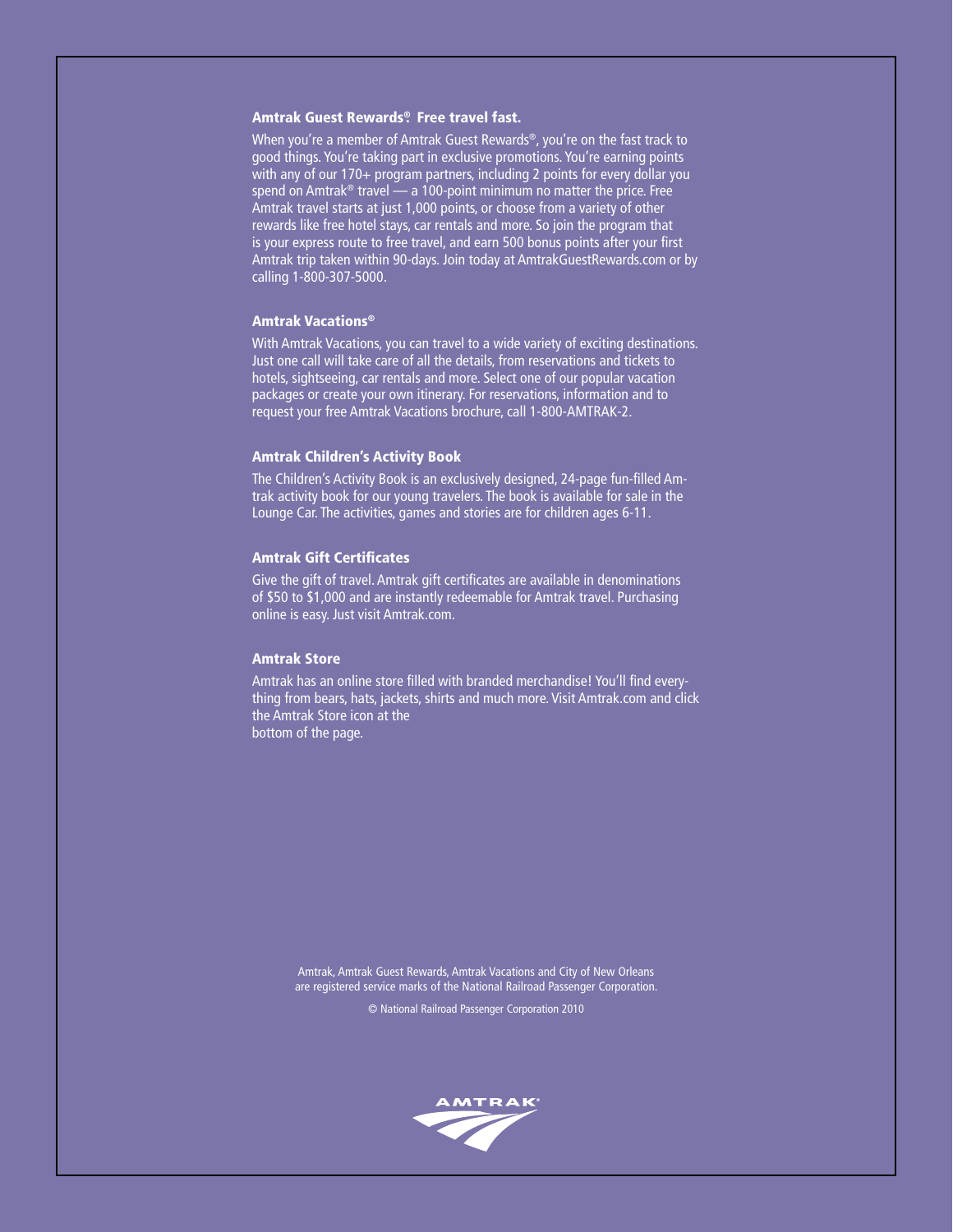### Amtrak Guest Rewards®. Free travel fast.

When you're a member of Amtrak Guest Rewards®, you're on the fast track to good things. You're taking part in exclusive promotions. You're earning points with any of our 170+ program partners, including 2 points for every dollar you spend on Amtrak® travel — a 100-point minimum no matter the price. Free Amtrak travel starts at just 1,000 points, or choose from a variety of other rewards like free hotel stays, car rentals and more. So join the program that is your express route to free travel, and earn 500 bonus points after your first Amtrak trip taken within 90-days. Join today at AmtrakGuestRewards.com or by calling 1-800-307-5000.

### Amtrak Vacations®

With Amtrak Vacations, you can travel to a wide variety of exciting destinations. Just one call will take care of all the details, from reservations and tickets to hotels, sightseeing, car rentals and more. Select one of our popular vacation packages or create your own itinerary. For reservations, information and to request your free Amtrak Vacations brochure, call 1-800-AMTRAK-2.

### Amtrak Children's Activity Book

The Children's Activity Book is an exclusively designed, 24-page fun-filled Amtrak activity book for our young travelers. The book is available for sale in the Lounge Car. The activities, games and stories are for children ages 6-11.

### Amtrak Gift Certificates

Give the gift of travel. Amtrak gift certificates are available in denominations of $50 to $1,000 and are instantly redeemable for Amtrak travel. Purchasing online is easy. Just visit Amtrak.com.

### Amtrak Store

Amtrak has an online store filled with branded merchandise! You'll find everything from bears, hats, jackets, shirts and much more. Visit Amtrak.com and click the Amtrak Store icon at the bottom of the page.

Amtrak, Amtrak Guest Rewards, Amtrak Vacations and City of New Orleans are registered service marks of the National Railroad Passenger Corporation.

© National Railroad Passenger Corporation 2010

AMTRAK®